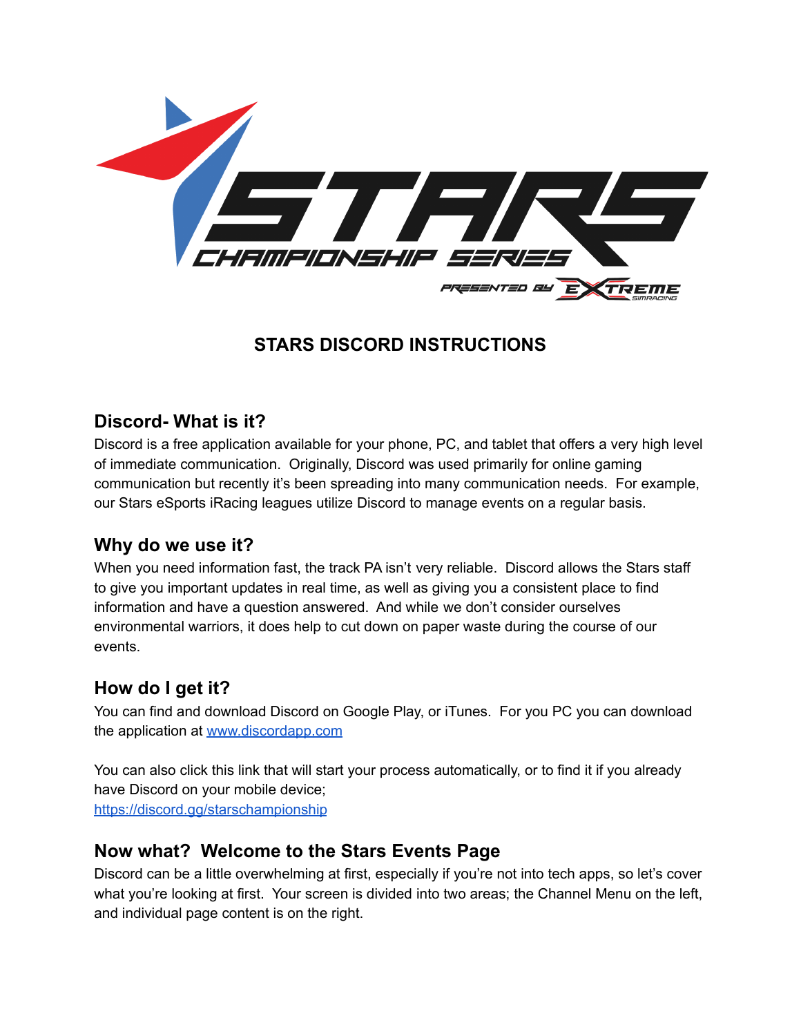# STARS DISCORD INSTRUCTIONS

## Discord- What is it?

Discord is a free application available for your phone, PC, and tablet that offers a very high level of immediate communication. Originally, Discord was used primarily for online gaming communication but recently it's been spreading into many communication needs. For example, our Stars eSports iRacing leagues utilize Discord to manage events on a regular basis.

## Why do we use it?

When you need information fast, the track PA isn't very reliable. Discord allows the Stars staff to give you important updates in real time, as well as giving you a consistent place to find information and have a question answered. And while we don't consider ourselves environmental warriors, it does help to cut down on paper waste during the course of our events.

## How do I get it?

You can find and download Discord on Google Play, or iTunes. For you PC you can download the application at [www.discordapp.com](http://www.discordapp.com)

You can also click this link that will start your process automatically, or to find it if you already have Discord on your mobile device;
[https://discord.gg/starschampionship](https://discord.gg/starschampionship)

## Now what? Welcome to the Stars Events Page

Discord can be a little overwhelming at first, especially if you're not into tech apps, so let's cover what you're looking at first. Your screen is divided into two areas; the Channel Menu on the left, and individual page content is on the right.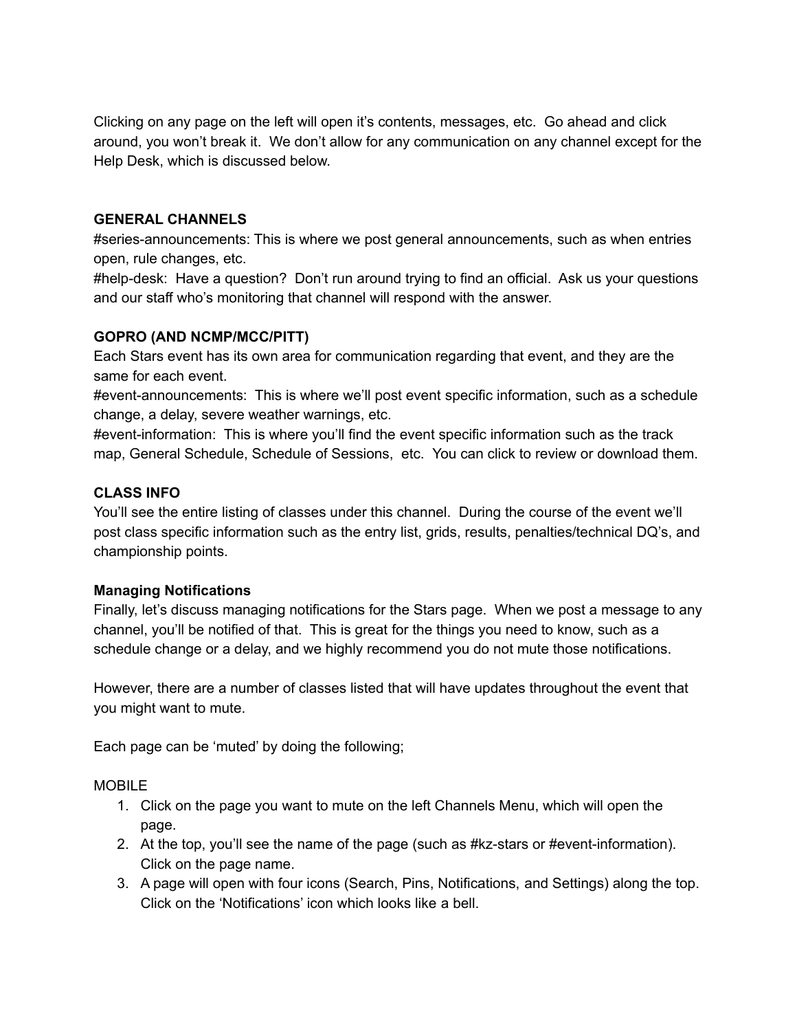Clicking on any page on the left will open it's contents, messages, etc. Go ahead and click around, you won't break it. We don't allow for any communication on any channel except for the Help Desk, which is discussed below.

**GENERAL CHANNELS**
#series-announcements: This is where we post general announcements, such as when entries open, rule changes, etc.
#help-desk: Have a question? Don't run around trying to find an official. Ask us your questions and our staff who's monitoring that channel will respond with the answer.

**GOPRO (AND NCMP/MCC/PITT)**
Each Stars event has its own area for communication regarding that event, and they are the same for each event.
#event-announcements: This is where we'll post event specific information, such as a schedule change, a delay, severe weather warnings, etc.
#event-information: This is where you'll find the event specific information such as the track map, General Schedule, Schedule of Sessions, etc. You can click to review or download them.

**CLASS INFO**
You'll see the entire listing of classes under this channel. During the course of the event we'll post class specific information such as the entry list, grids, results, penalties/technical DQ's, and championship points.

**Managing Notifications**
Finally, let's discuss managing notifications for the Stars page. When we post a message to any channel, you'll be notified of that. This is great for the things you need to know, such as a schedule change or a delay, and we highly recommend you do not mute those notifications.

However, there are a number of classes listed that will have updates throughout the event that you might want to mute.

Each page can be 'muted' by doing the following;

MOBILE

1. Click on the page you want to mute on the left Channels Menu, which will open the page.
2. At the top, you'll see the name of the page (such as #kz-stars or #event-information). Click on the page name.
3. A page will open with four icons (Search, Pins, Notifications, and Settings) along the top. Click on the 'Notifications' icon which looks like a bell.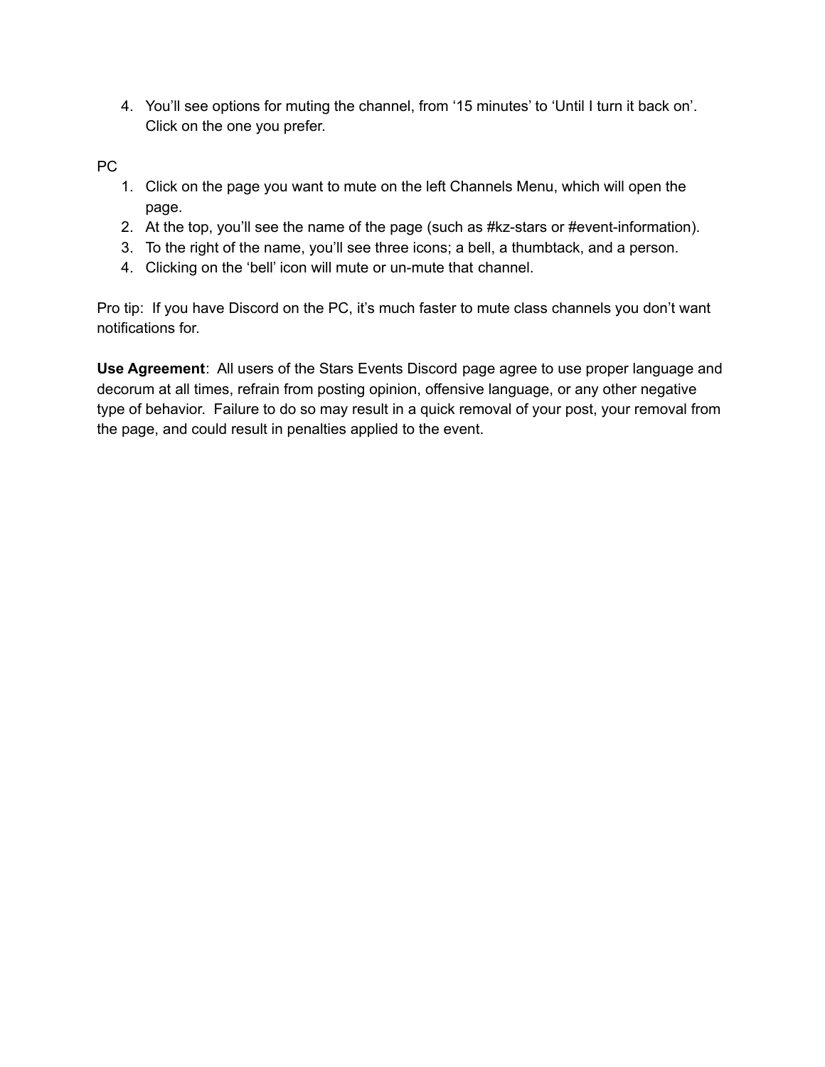4. You'll see options for muting the channel, from '15 minutes' to 'Until I turn it back on'. Click on the one you prefer.

PC

1. Click on the page you want to mute on the left Channels Menu, which will open the page.
2. At the top, you'll see the name of the page (such as #kz-stars or #event-information).
3. To the right of the name, you'll see three icons; a bell, a thumbtack, and a person.
4. Clicking on the 'bell' icon will mute or un-mute that channel.

Pro tip: If you have Discord on the PC, it's much faster to mute class channels you don't want notifications for.

**Use Agreement**: All users of the Stars Events Discord page agree to use proper language and decorum at all times, refrain from posting opinion, offensive language, or any other negative type of behavior. Failure to do so may result in a quick removal of your post, your removal from the page, and could result in penalties applied to the event.